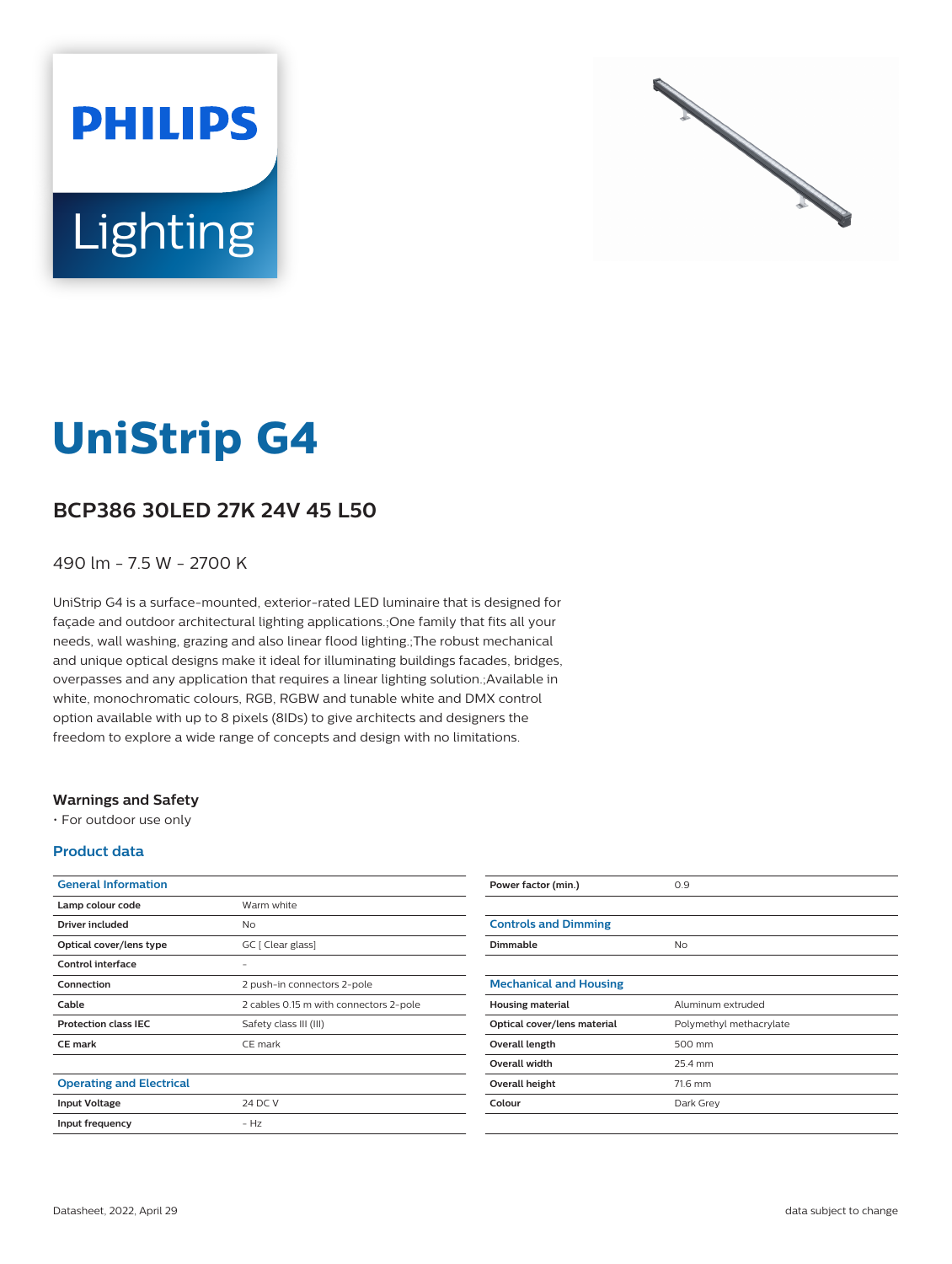# UniStrip G4

## BCP386 30LED 27K 24V 45 L50

490 lm - 7.5 W - 2700 K

UniStrip G4 is a surface-mounted, exterior-rated LED luminaire that is designed for façade and outdoor architectural lighting applications.;One family that fits all your needs, wall washing, grazing and also linear flood lighting.;The robust mechanical and unique optical designs make it ideal for illuminating buildings facades, bridges, overpasses and any application that requires a linear lighting solution.;Available in white, monochromatic colours, RGB, RGBW and tunable white and DMX control option available with up to 8 pixels (8IDs) to give architects and designers the freedom to explore a wide range of concepts and design with no limitations.

### Warnings and Safety

- For outdoor use only

### Product data

| General Information | |
|---|---|
| Lamp colour code | Warm white |
| Driver included | No |
| Optical cover/lens type | GC [ Clear glass] |
| Control interface | - |
| Connection | 2 push-in connectors 2-pole |
| Cable | 2 cables 0.15 m with connectors 2-pole |
| Protection class IEC | Safety class III (III) |
| CE mark | CE mark |

| Operating and Electrical | |
|---|---|
| Input Voltage | 24 DC V |
| Input frequency | - Hz |
| Power factor (min.) | 0.9 |

| Controls and Dimming | |
|---|---|
| Dimmable | No |

| Mechanical and Housing | |
|---|---|
| Housing material | Aluminum extruded |
| Optical cover/lens material | Polymethyl methacrylate |
| Overall length | 500 mm |
| Overall width | 25.4 mm |
| Overall height | 71.6 mm |
| Colour | Dark Grey |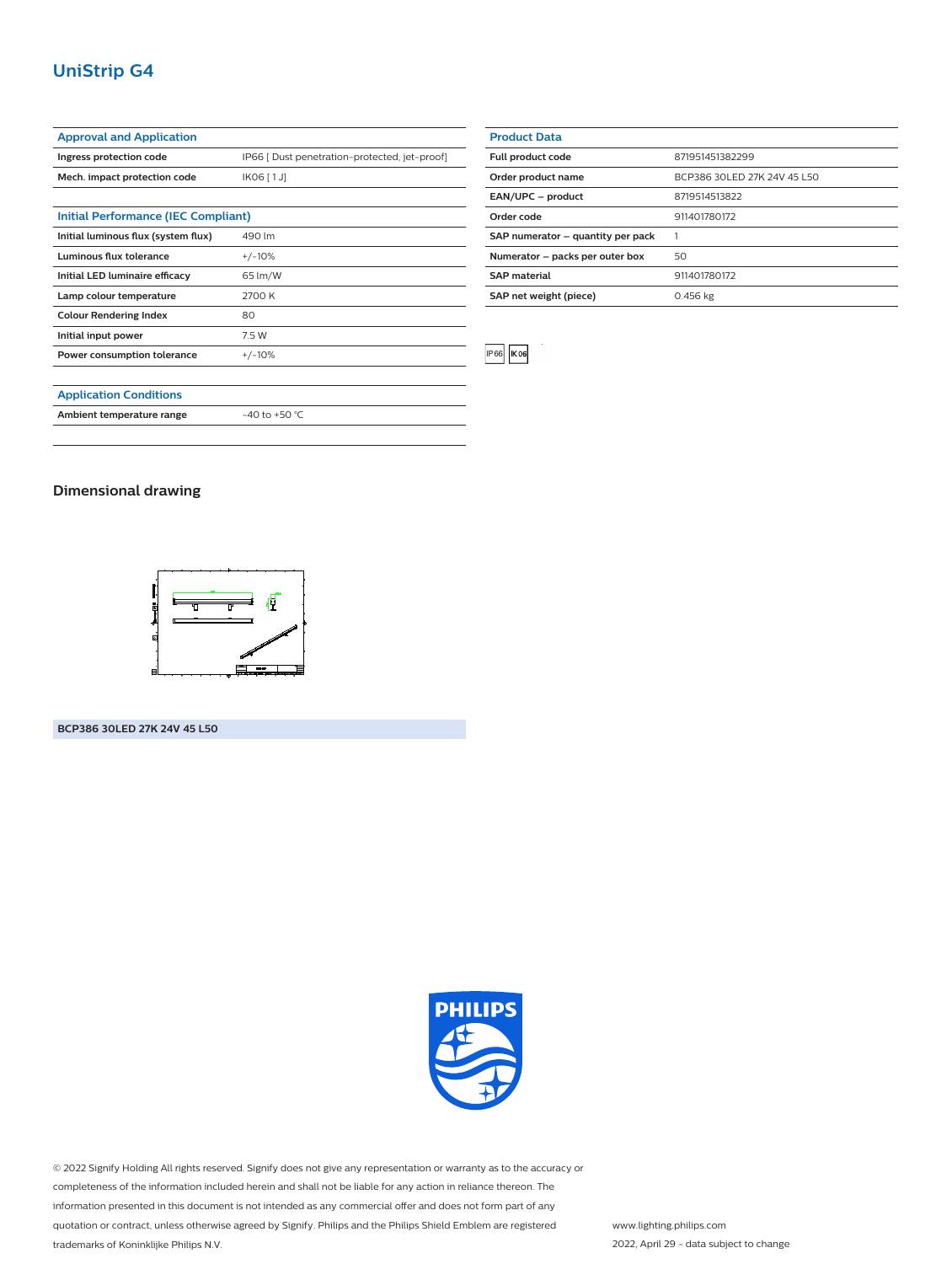# UniStrip G4

| Approval and Application | |
|---|---|
| Ingress protection code | IP66 [ Dust penetration-protected, jet-proof] |
| Mech. impact protection code | IK06 [ 1 J] |

| Initial Performance (IEC Compliant) | |
|---|---|
| Initial luminous flux (system flux) | 490 lm |
| Luminous flux tolerance | +/-10% |
| Initial LED luminaire efficacy | 65 lm/W |
| Lamp colour temperature | 2700 K |
| Colour Rendering Index | 80 |
| Initial input power | 7.5 W |
| Power consumption tolerance | +/-10% |

| Application Conditions | |
|---|---|
| Ambient temperature range | -40 to +50 °C |

| Product Data | |
|---|---|
| Full product code | 871951451382299 |
| Order product name | BCP386 30LED 27K 24V 45 L50 |
| EAN/UPC – product | 8719514513822 |
| Order code | 911401780172 |
| SAP numerator – quantity per pack | 1 |
| Numerator – packs per outer box | 50 |
| SAP material | 911401780172 |
| SAP net weight (piece) | 0.456 kg |

IP66 IK06

## Dimensional drawing

BCP386 30LED 27K 24V 45 L50

© 2022 Signify Holding All rights reserved. Signify does not give any representation or warranty as to the accuracy or completeness of the information included herein and shall not be liable for any action in reliance thereon. The information presented in this document is not intended as any commercial offer and does not form part of any quotation or contract, unless otherwise agreed by Signify. Philips and the Philips Shield Emblem are registered trademarks of Koninklijke Philips N.V.

www.lighting.philips.com

2022, April 29 - data subject to change